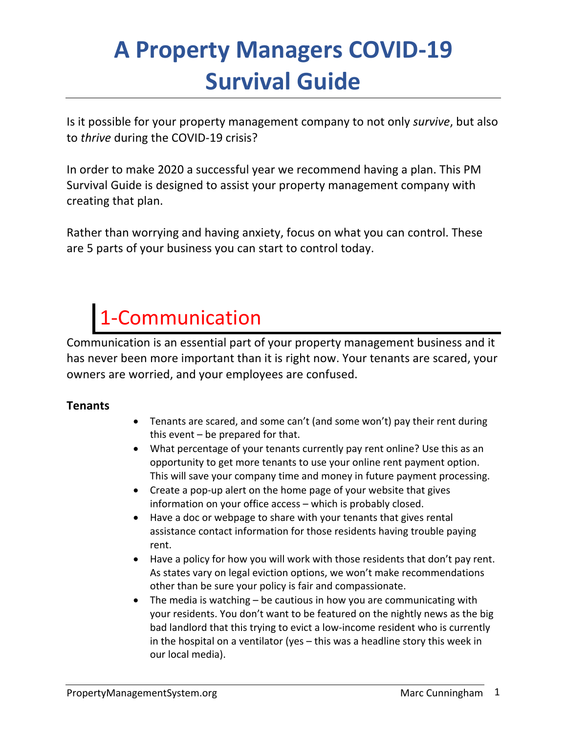# A Property Managers COVID-19 Survival Guide

Is it possible for your property management company to not only *survive*, but also to *thrive* during the COVID-19 crisis?

In order to make 2020 a successful year we recommend having a plan. This PM Survival Guide is designed to assist your property management company with creating that plan.

Rather than worrying and having anxiety, focus on what you can control. These are 5 parts of your business you can start to control today.

## 1-Communication

Communication is an essential part of your property management business and it has never been more important than it is right now. Your tenants are scared, your owners are worried, and your employees are confused.

**Tenants**

- Tenants are scared, and some can't (and some won't) pay their rent during this event – be prepared for that.
- What percentage of your tenants currently pay rent online? Use this as an opportunity to get more tenants to use your online rent payment option. This will save your company time and money in future payment processing.
- Create a pop-up alert on the home page of your website that gives information on your office access – which is probably closed.
- Have a doc or webpage to share with your tenants that gives rental assistance contact information for those residents having trouble paying rent.
- Have a policy for how you will work with those residents that don't pay rent. As states vary on legal eviction options, we won't make recommendations other than be sure your policy is fair and compassionate.
- The media is watching – be cautious in how you are communicating with your residents. You don't want to be featured on the nightly news as the big bad landlord that this trying to evict a low-income resident who is currently in the hospital on a ventilator (yes – this was a headline story this week in our local media).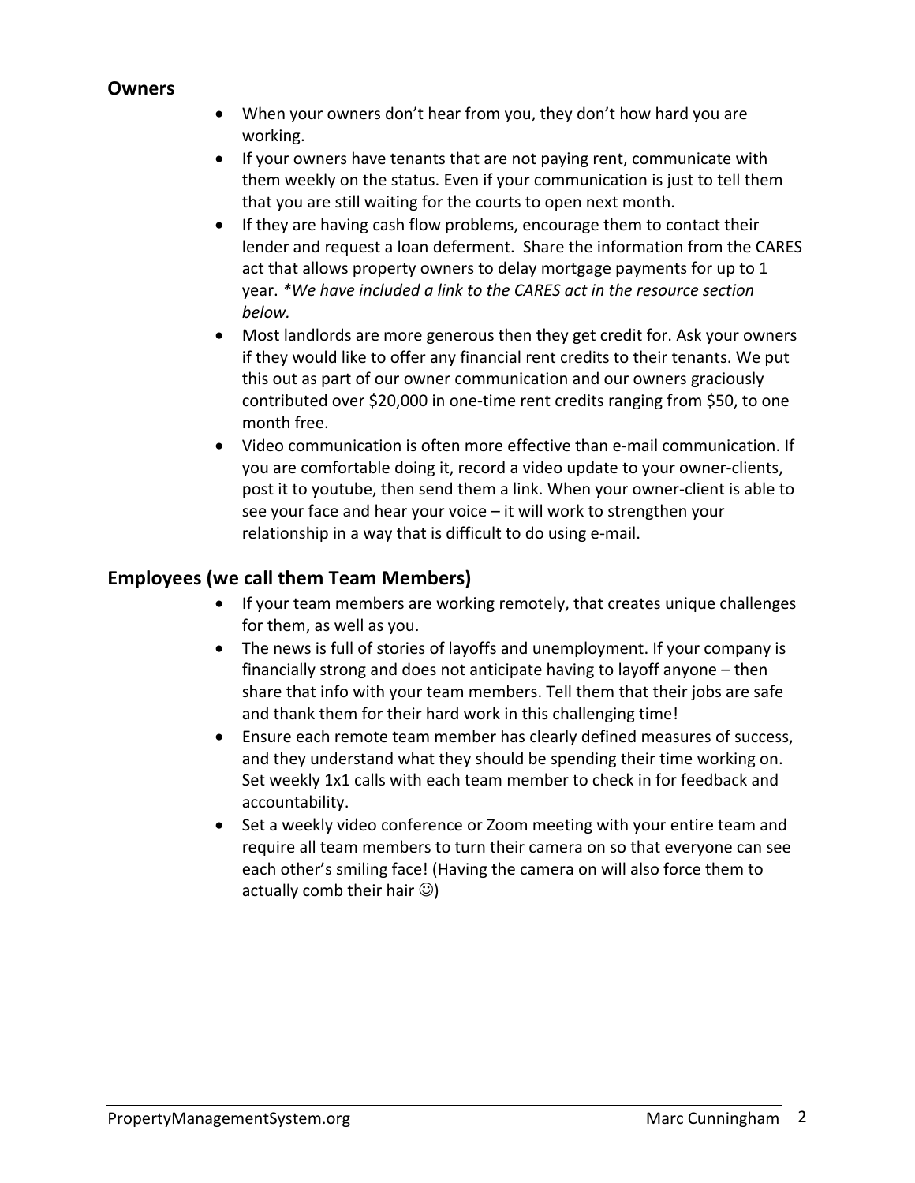## Owners

- When your owners don't hear from you, they don't how hard you are working.
- If your owners have tenants that are not paying rent, communicate with them weekly on the status. Even if your communication is just to tell them that you are still waiting for the courts to open next month.
- If they are having cash flow problems, encourage them to contact their lender and request a loan deferment. Share the information from the CARES act that allows property owners to delay mortgage payments for up to 1 year. *\*We have included a link to the CARES act in the resource section below.*
- Most landlords are more generous then they get credit for. Ask your owners if they would like to offer any financial rent credits to their tenants. We put this out as part of our owner communication and our owners graciously contributed over $20,000 in one-time rent credits ranging from $50, to one month free.
- Video communication is often more effective than e-mail communication. If you are comfortable doing it, record a video update to your owner-clients, post it to youtube, then send them a link. When your owner-client is able to see your face and hear your voice – it will work to strengthen your relationship in a way that is difficult to do using e-mail.

## Employees (we call them Team Members)

- If your team members are working remotely, that creates unique challenges for them, as well as you.
- The news is full of stories of layoffs and unemployment. If your company is financially strong and does not anticipate having to layoff anyone – then share that info with your team members. Tell them that their jobs are safe and thank them for their hard work in this challenging time!
- Ensure each remote team member has clearly defined measures of success, and they understand what they should be spending their time working on. Set weekly 1x1 calls with each team member to check in for feedback and accountability.
- Set a weekly video conference or Zoom meeting with your entire team and require all team members to turn their camera on so that everyone can see each other's smiling face! (Having the camera on will also force them to actually comb their hair ☺)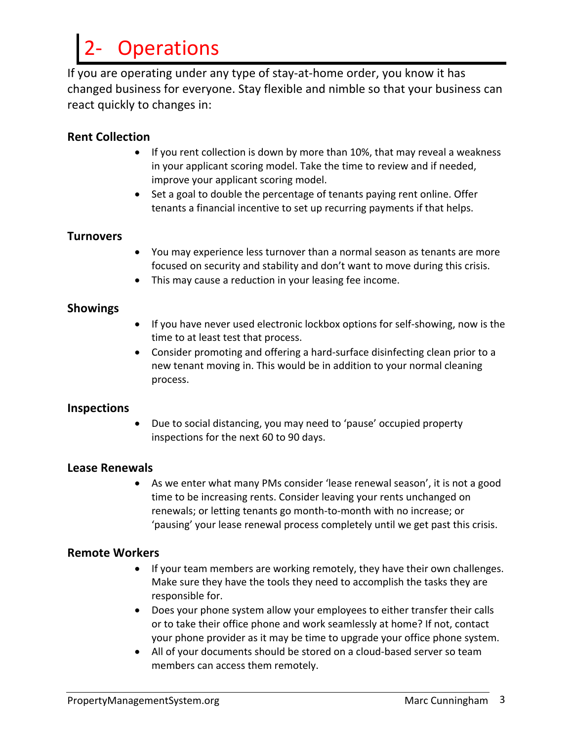# 2- Operations

If you are operating under any type of stay-at-home order, you know it has changed business for everyone. Stay flexible and nimble so that your business can react quickly to changes in:

### Rent Collection

- If you rent collection is down by more than 10%, that may reveal a weakness in your applicant scoring model. Take the time to review and if needed, improve your applicant scoring model.
- Set a goal to double the percentage of tenants paying rent online. Offer tenants a financial incentive to set up recurring payments if that helps.

### Turnovers

- You may experience less turnover than a normal season as tenants are more focused on security and stability and don't want to move during this crisis.
- This may cause a reduction in your leasing fee income.

### Showings

- If you have never used electronic lockbox options for self-showing, now is the time to at least test that process.
- Consider promoting and offering a hard-surface disinfecting clean prior to a new tenant moving in. This would be in addition to your normal cleaning process.

### Inspections

- Due to social distancing, you may need to 'pause' occupied property inspections for the next 60 to 90 days.

### Lease Renewals

- As we enter what many PMs consider 'lease renewal season', it is not a good time to be increasing rents. Consider leaving your rents unchanged on renewals; or letting tenants go month-to-month with no increase; or 'pausing' your lease renewal process completely until we get past this crisis.

### Remote Workers

- If your team members are working remotely, they have their own challenges. Make sure they have the tools they need to accomplish the tasks they are responsible for.
- Does your phone system allow your employees to either transfer their calls or to take their office phone and work seamlessly at home? If not, contact your phone provider as it may be time to upgrade your office phone system.
- All of your documents should be stored on a cloud-based server so team members can access them remotely.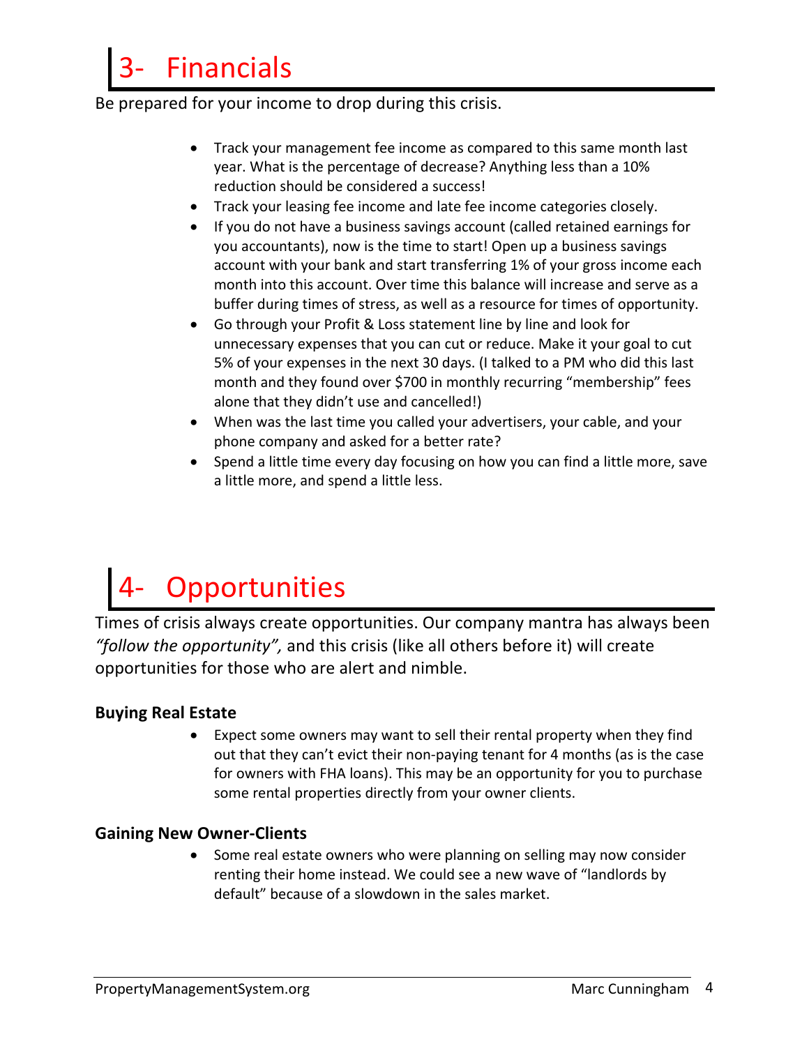# 3- Financials

Be prepared for your income to drop during this crisis.

- Track your management fee income as compared to this same month last year. What is the percentage of decrease? Anything less than a 10% reduction should be considered a success!
- Track your leasing fee income and late fee income categories closely.
- If you do not have a business savings account (called retained earnings for you accountants), now is the time to start! Open up a business savings account with your bank and start transferring 1% of your gross income each month into this account. Over time this balance will increase and serve as a buffer during times of stress, as well as a resource for times of opportunity.
- Go through your Profit & Loss statement line by line and look for unnecessary expenses that you can cut or reduce. Make it your goal to cut 5% of your expenses in the next 30 days. (I talked to a PM who did this last month and they found over $700 in monthly recurring "membership" fees alone that they didn't use and cancelled!)
- When was the last time you called your advertisers, your cable, and your phone company and asked for a better rate?
- Spend a little time every day focusing on how you can find a little more, save a little more, and spend a little less.

# 4- Opportunities

Times of crisis always create opportunities. Our company mantra has always been *"follow the opportunity",* and this crisis (like all others before it) will create opportunities for those who are alert and nimble.

### Buying Real Estate

- Expect some owners may want to sell their rental property when they find out that they can't evict their non-paying tenant for 4 months (as is the case for owners with FHA loans). This may be an opportunity for you to purchase some rental properties directly from your owner clients.

### Gaining New Owner-Clients

- Some real estate owners who were planning on selling may now consider renting their home instead. We could see a new wave of "landlords by default" because of a slowdown in the sales market.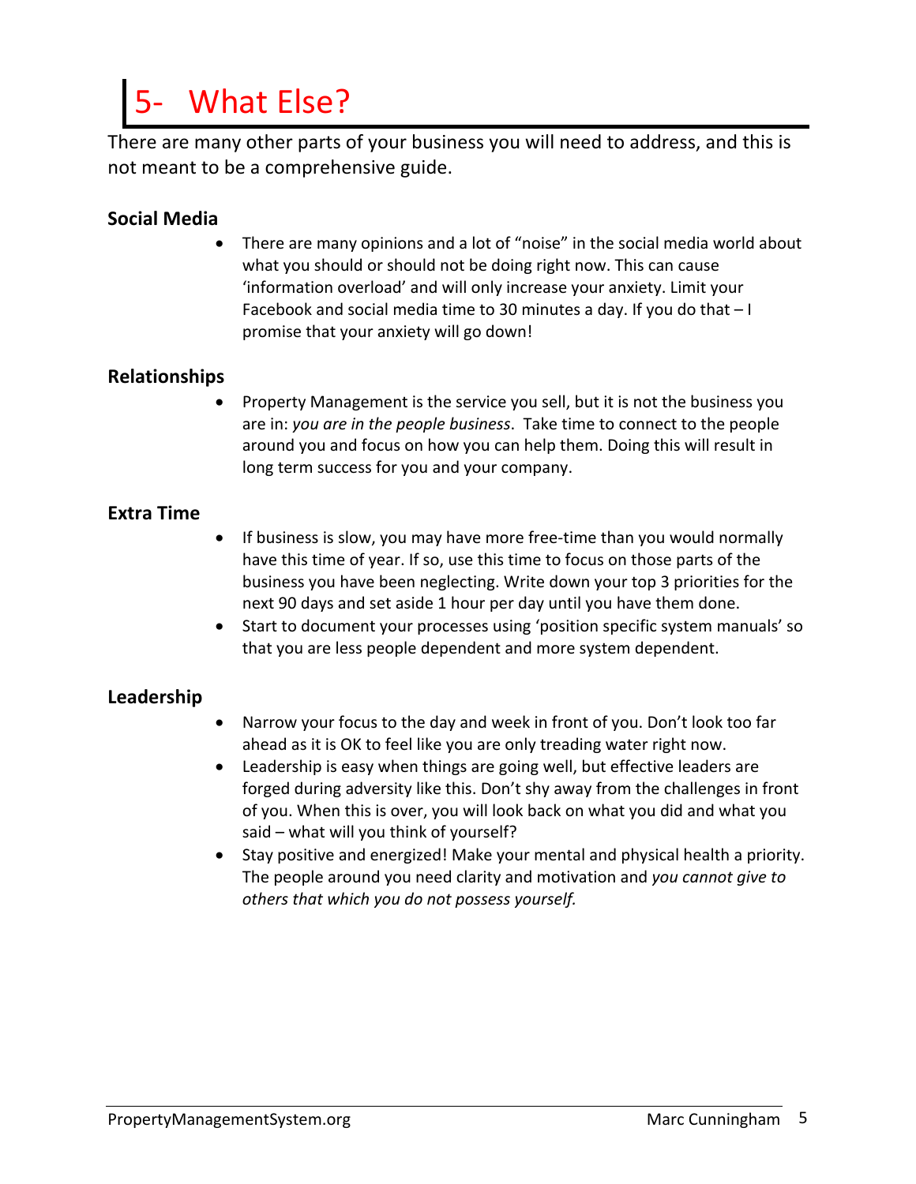# 5- What Else?

There are many other parts of your business you will need to address, and this is not meant to be a comprehensive guide.

**Social Media**

- There are many opinions and a lot of "noise" in the social media world about what you should or should not be doing right now. This can cause 'information overload' and will only increase your anxiety. Limit your Facebook and social media time to 30 minutes a day. If you do that – I promise that your anxiety will go down!

**Relationships**

- Property Management is the service you sell, but it is not the business you are in: *you are in the people business*. Take time to connect to the people around you and focus on how you can help them. Doing this will result in long term success for you and your company.

**Extra Time**

- If business is slow, you may have more free-time than you would normally have this time of year. If so, use this time to focus on those parts of the business you have been neglecting. Write down your top 3 priorities for the next 90 days and set aside 1 hour per day until you have them done.
- Start to document your processes using 'position specific system manuals' so that you are less people dependent and more system dependent.

**Leadership**

- Narrow your focus to the day and week in front of you. Don't look too far ahead as it is OK to feel like you are only treading water right now.
- Leadership is easy when things are going well, but effective leaders are forged during adversity like this. Don't shy away from the challenges in front of you. When this is over, you will look back on what you did and what you said – what will you think of yourself?
- Stay positive and energized! Make your mental and physical health a priority. The people around you need clarity and motivation and *you cannot give to others that which you do not possess yourself.*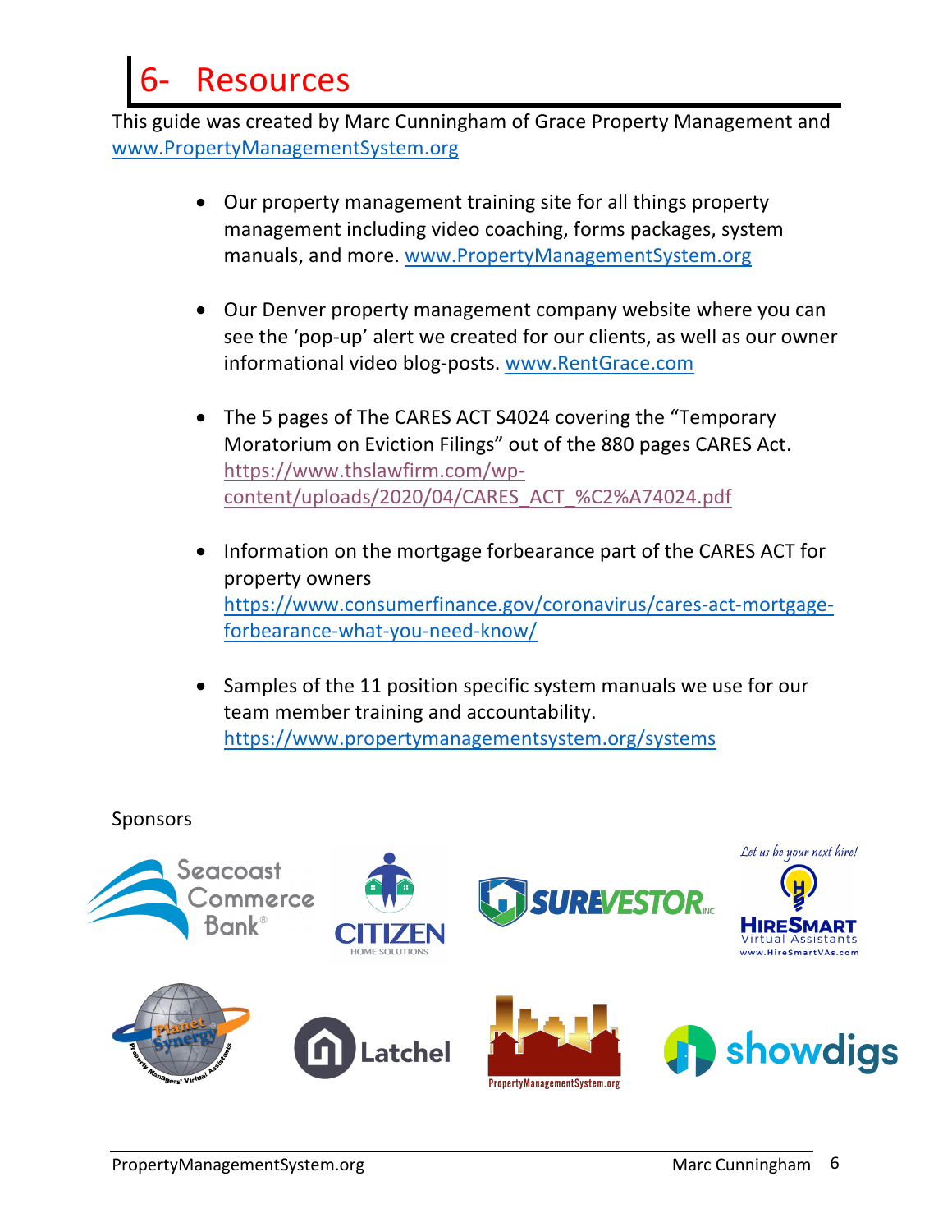# 6- Resources

This guide was created by Marc Cunningham of Grace Property Management and www.PropertyManagementSystem.org

- Our property management training site for all things property management including video coaching, forms packages, system manuals, and more. www.PropertyManagementSystem.org
- Our Denver property management company website where you can see the 'pop-up' alert we created for our clients, as well as our owner informational video blog-posts. www.RentGrace.com
- The 5 pages of The CARES ACT S4024 covering the "Temporary Moratorium on Eviction Filings" out of the 880 pages CARES Act. https://www.thslawfirm.com/wp-content/uploads/2020/04/CARES_ACT_%C2%A74024.pdf
- Information on the mortgage forbearance part of the CARES ACT for property owners https://www.consumerfinance.gov/coronavirus/cares-act-mortgage-forbearance-what-you-need-know/
- Samples of the 11 position specific system manuals we use for our team member training and accountability. https://www.propertymanagementsystem.org/systems

Sponsors

Seacoast Commerce Bank

CITIZEN HOME SOLUTIONS

SUREVESTOR INC

Let us be your next hire! HIRESMART Virtual Assistants www.HireSmartVAs.com

Planet Synergy Property Managers' Virtual Assistants

Latchel

PropertyManagementSystem.org

showdigs